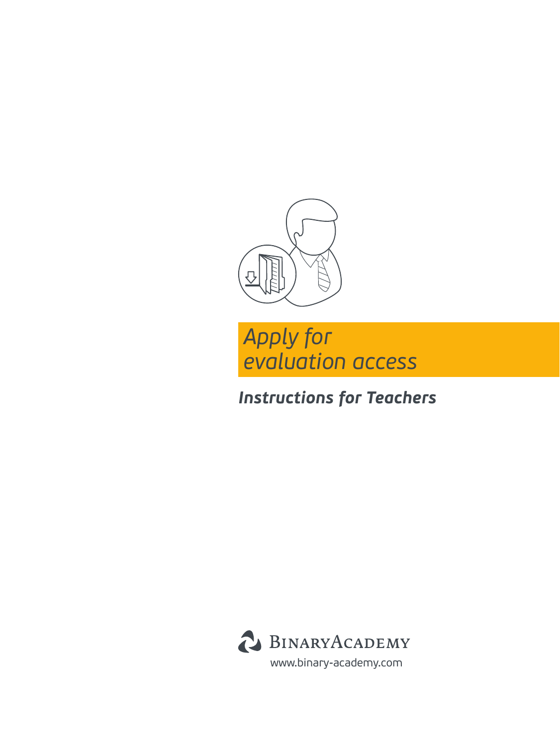# *Apply for evaluation access*

## ***Instructions for Teachers***

BinaryAcademy

www.binary-academy.com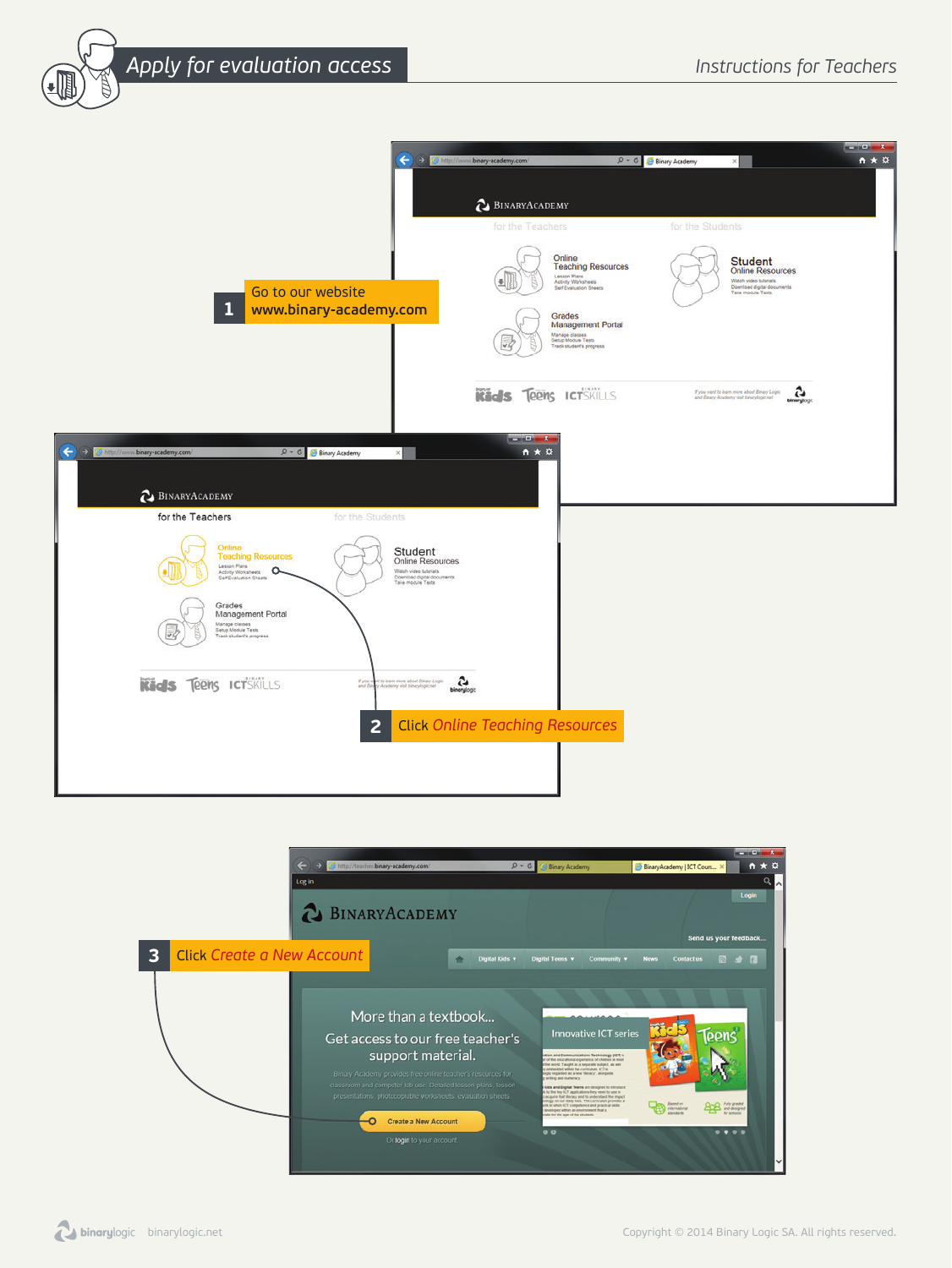# Apply for evaluation access

Instructions for Teachers

**1** Go to our website
**www.binary-academy.com**

**2** Click *Online Teaching Resources*

**3** Click *Create a New Account*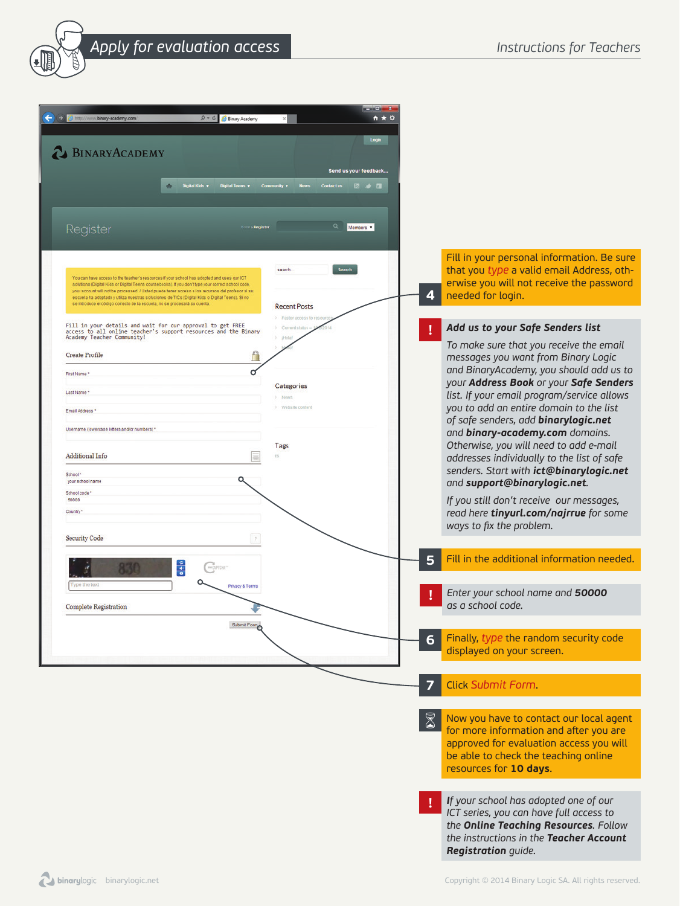# Apply for evaluation access

**4** Fill in your personal information. Be sure that you *type* a valid email Address, otherwise you will not receive the password needed for login.

**!** ***Add us to your Safe Senders list***

*To make sure that you receive the email messages you want from Binary Logic and BinaryAcademy, you should add us to your **Address Book** or your **Safe Senders** list. If your email program/service allows you to add an entire domain to the list of safe senders, add **binarylogic.net** and **binary-academy.com** domains. Otherwise, you will need to add e-mail addresses individually to the list of safe senders. Start with **ict@binarylogic.net** and **support@binarylogic.net**.*

*If you still don't receive our messages, read here **tinyurl.com/najrrue** for some ways to fix the problem.*

**5** Fill in the additional information needed.

**!** *Enter your school name and **50000** as a school code.*

**6** Finally, *type* the random security code displayed on your screen.

**7** Click *Submit Form*.

Now you have to contact our local agent for more information and after you are approved for evaluation access you will be able to check the teaching online resources for **10 days**.

**!** *If your school has adopted one of our ICT series, you can have full access to the **Online Teaching Resources**. Follow the instructions in the **Teacher Account Registration** guide.*